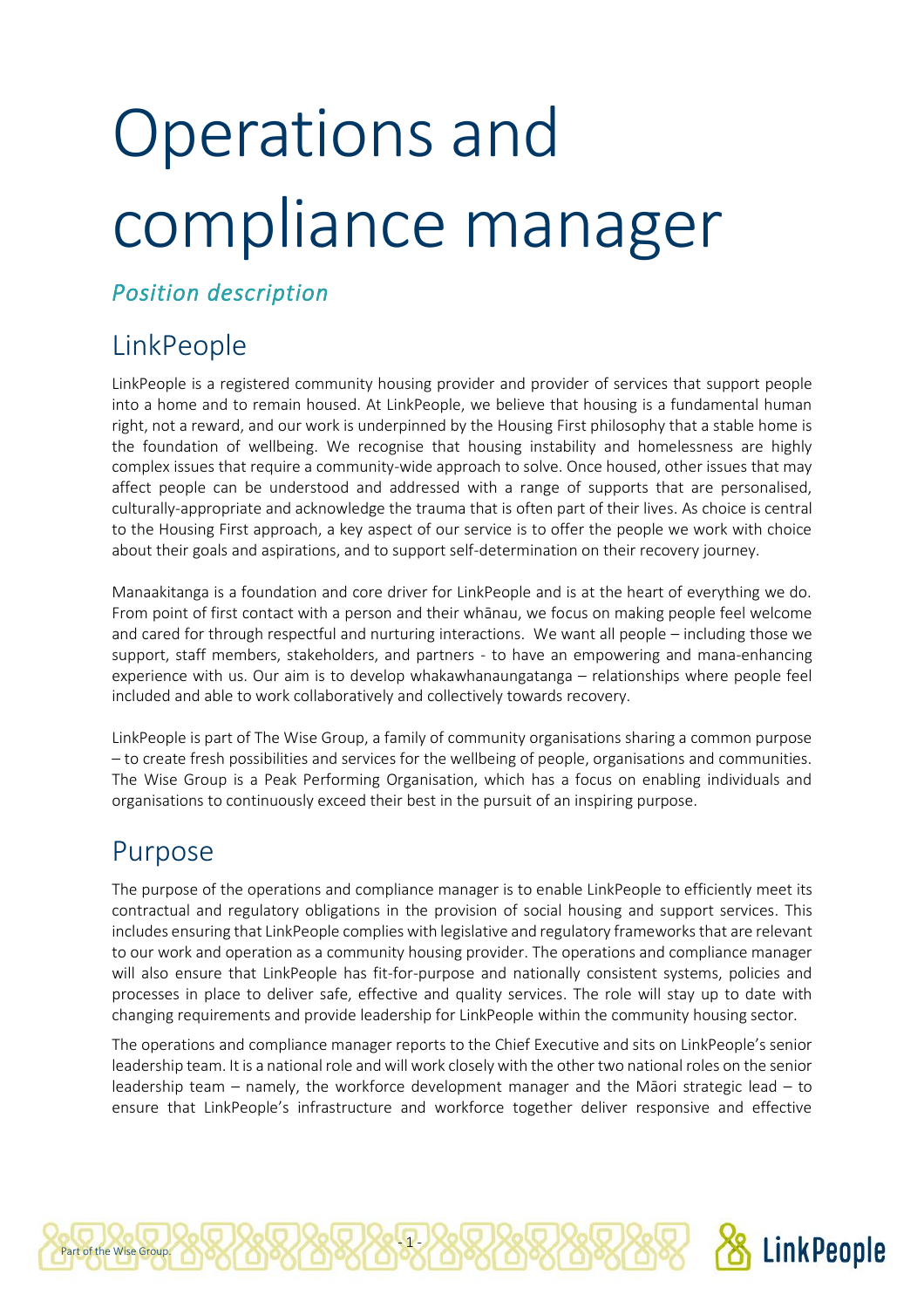# Operations and compliance manager

## *Position description*

## LinkPeople

LinkPeople is a registered community housing provider and provider of services that support people into a home and to remain housed. At LinkPeople, we believe that housing is a fundamental human right, not a reward, and our work is underpinned by the Housing First philosophy that a stable home is the foundation of wellbeing. We recognise that housing instability and homelessness are highly complex issues that require a community-wide approach to solve. Once housed, other issues that may affect people can be understood and addressed with a range of supports that are personalised, culturally-appropriate and acknowledge the trauma that is often part of their lives. As choice is central to the Housing First approach, a key aspect of our service is to offer the people we work with choice about their goals and aspirations, and to support self-determination on their recovery journey.

Manaakitanga is a foundation and core driver for LinkPeople and is at the heart of everything we do. From point of first contact with a person and their whānau, we focus on making people feel welcome and cared for through respectful and nurturing interactions. We want all people – including those we support, staff members, stakeholders, and partners - to have an empowering and mana-enhancing experience with us. Our aim is to develop whakawhanaungatanga – relationships where people feel included and able to work collaboratively and collectively towards recovery.

LinkPeople is part of The Wise Group, a family of community organisations sharing a common purpose – to create fresh possibilities and services for the wellbeing of people, organisations and communities. The Wise Group is a Peak Performing Organisation, which has a focus on enabling individuals and organisations to continuously exceed their best in the pursuit of an inspiring purpose.

## Purpose

The purpose of the operations and compliance manager is to enable LinkPeople to efficiently meet its contractual and regulatory obligations in the provision of social housing and support services. This includes ensuring that LinkPeople complies with legislative and regulatory frameworks that are relevant to our work and operation as a community housing provider. The operations and compliance manager will also ensure that LinkPeople has fit-for-purpose and nationally consistent systems, policies and processes in place to deliver safe, effective and quality services. The role will stay up to date with changing requirements and provide leadership for LinkPeople within the community housing sector.

The operations and compliance manager reports to the Chief Executive and sits on LinkPeople's senior leadership team. It is a national role and will work closely with the other two national roles on the senior leadership team – namely, the workforce development manager and the Māori strategic lead – to ensure that LinkPeople's infrastructure and workforce together deliver responsive and effective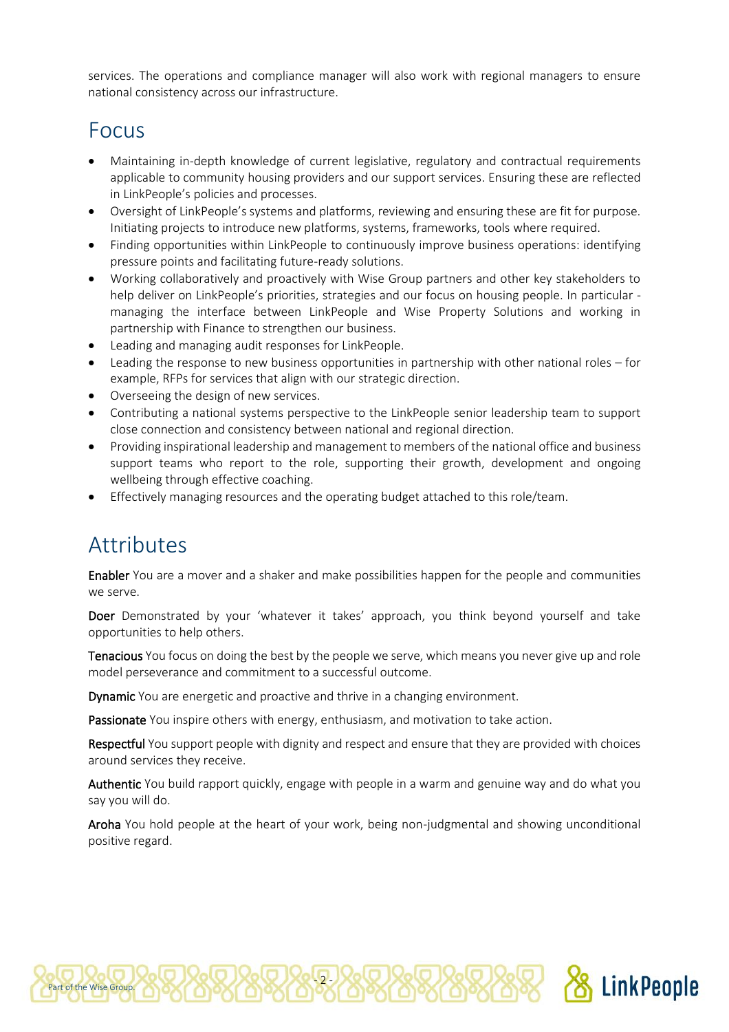services. The operations and compliance manager will also work with regional managers to ensure national consistency across our infrastructure.

## Focus

- Maintaining in-depth knowledge of current legislative, regulatory and contractual requirements applicable to community housing providers and our support services. Ensuring these are reflected in LinkPeople's policies and processes.
- Oversight of LinkPeople's systems and platforms, reviewing and ensuring these are fit for purpose. Initiating projects to introduce new platforms, systems, frameworks, tools where required.
- Finding opportunities within LinkPeople to continuously improve business operations: identifying pressure points and facilitating future-ready solutions.
- Working collaboratively and proactively with Wise Group partners and other key stakeholders to help deliver on LinkPeople's priorities, strategies and our focus on housing people. In particular - managing the interface between LinkPeople and Wise Property Solutions and working in partnership with Finance to strengthen our business.
- Leading and managing audit responses for LinkPeople.
- Leading the response to new business opportunities in partnership with other national roles – for example, RFPs for services that align with our strategic direction.
- Overseeing the design of new services.
- Contributing a national systems perspective to the LinkPeople senior leadership team to support close connection and consistency between national and regional direction.
- Providing inspirational leadership and management to members of the national office and business support teams who report to the role, supporting their growth, development and ongoing wellbeing through effective coaching.
- Effectively managing resources and the operating budget attached to this role/team.

## Attributes

**Enabler** You are a mover and a shaker and make possibilities happen for the people and communities we serve.

**Doer** Demonstrated by your 'whatever it takes' approach, you think beyond yourself and take opportunities to help others.

**Tenacious** You focus on doing the best by the people we serve, which means you never give up and role model perseverance and commitment to a successful outcome.

**Dynamic** You are energetic and proactive and thrive in a changing environment.

**Passionate** You inspire others with energy, enthusiasm, and motivation to take action.

**Respectful** You support people with dignity and respect and ensure that they are provided with choices around services they receive.

**Authentic** You build rapport quickly, engage with people in a warm and genuine way and do what you say you will do.

**Aroha** You hold people at the heart of your work, being non-judgmental and showing unconditional positive regard.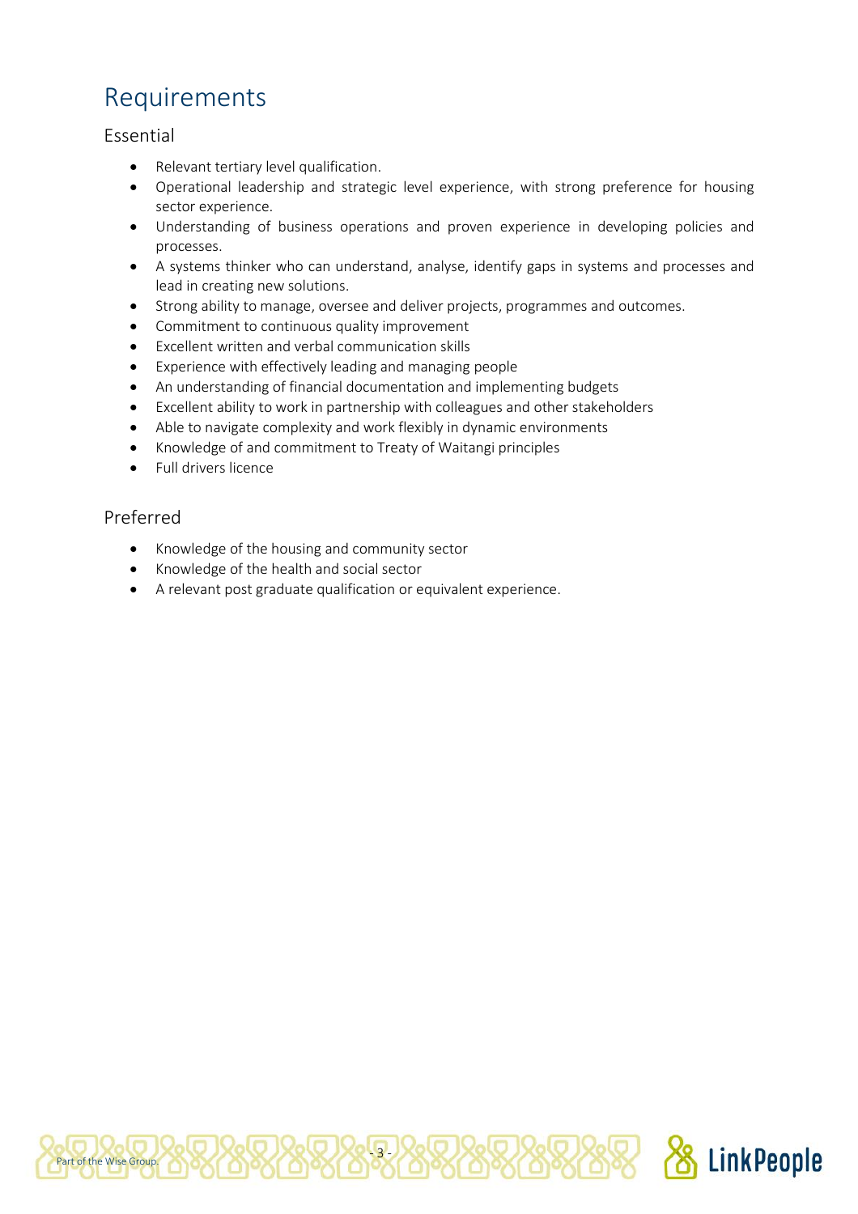# Requirements

## Essential

- Relevant tertiary level qualification.
- Operational leadership and strategic level experience, with strong preference for housing sector experience.
- Understanding of business operations and proven experience in developing policies and processes.
- A systems thinker who can understand, analyse, identify gaps in systems and processes and lead in creating new solutions.
- Strong ability to manage, oversee and deliver projects, programmes and outcomes.
- Commitment to continuous quality improvement
- Excellent written and verbal communication skills
- Experience with effectively leading and managing people
- An understanding of financial documentation and implementing budgets
- Excellent ability to work in partnership with colleagues and other stakeholders
- Able to navigate complexity and work flexibly in dynamic environments
- Knowledge of and commitment to Treaty of Waitangi principles
- Full drivers licence

## Preferred

- Knowledge of the housing and community sector
- Knowledge of the health and social sector
- A relevant post graduate qualification or equivalent experience.